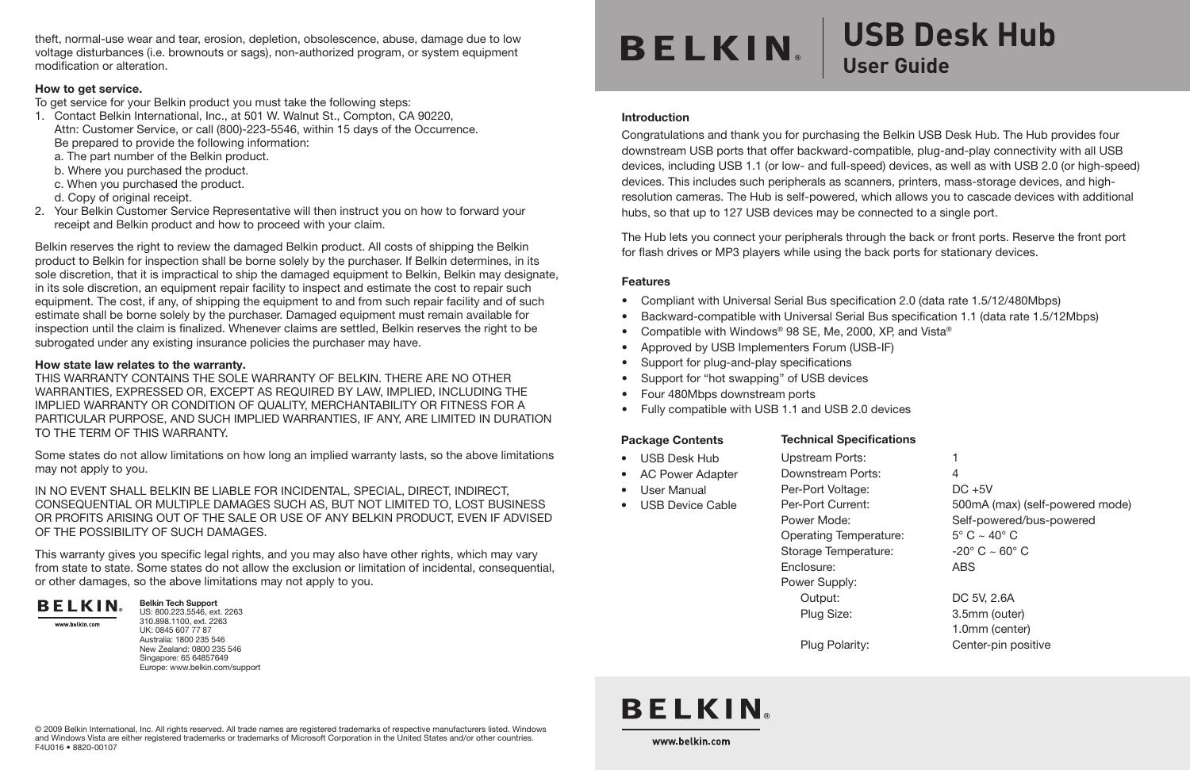theft, normal-use wear and tear, erosion, depletion, obsolescence, abuse, damage due to low voltage disturbances (i.e. brownouts or sags), non-authorized program, or system equipment modification or alteration.

**How to get service.**

To get service for your Belkin product you must take the following steps:

1. Contact Belkin International, Inc., at 501 W. Walnut St., Compton, CA 90220, Attn: Customer Service, or call (800)-223-5546, within 15 days of the Occurrence. Be prepared to provide the following information:
   a. The part number of the Belkin product.
   b. Where you purchased the product.
   c. When you purchased the product.
   d. Copy of original receipt.
2. Your Belkin Customer Service Representative will then instruct you on how to forward your receipt and Belkin product and how to proceed with your claim.

Belkin reserves the right to review the damaged Belkin product. All costs of shipping the Belkin product to Belkin for inspection shall be borne solely by the purchaser. If Belkin determines, in its sole discretion, that it is impractical to ship the damaged equipment to Belkin, Belkin may designate, in its sole discretion, an equipment repair facility to inspect and estimate the cost to repair such equipment. The cost, if any, of shipping the equipment to and from such repair facility and of such estimate shall be borne solely by the purchaser. Damaged equipment must remain available for inspection until the claim is finalized. Whenever claims are settled, Belkin reserves the right to be subrogated under any existing insurance policies the purchaser may have.

**How state law relates to the warranty.**

THIS WARRANTY CONTAINS THE SOLE WARRANTY OF BELKIN. THERE ARE NO OTHER WARRANTIES, EXPRESSED OR, EXCEPT AS REQUIRED BY LAW, IMPLIED, INCLUDING THE IMPLIED WARRANTY OR CONDITION OF QUALITY, MERCHANTABILITY OR FITNESS FOR A PARTICULAR PURPOSE, AND SUCH IMPLIED WARRANTIES, IF ANY, ARE LIMITED IN DURATION TO THE TERM OF THIS WARRANTY.

Some states do not allow limitations on how long an implied warranty lasts, so the above limitations may not apply to you.

IN NO EVENT SHALL BELKIN BE LIABLE FOR INCIDENTAL, SPECIAL, DIRECT, INDIRECT, CONSEQUENTIAL OR MULTIPLE DAMAGES SUCH AS, BUT NOT LIMITED TO, LOST BUSINESS OR PROFITS ARISING OUT OF THE SALE OR USE OF ANY BELKIN PRODUCT, EVEN IF ADVISED OF THE POSSIBILITY OF SUCH DAMAGES.

This warranty gives you specific legal rights, and you may also have other rights, which may vary from state to state. Some states do not allow the exclusion or limitation of incidental, consequential, or other damages, so the above limitations may not apply to you.

BELKIN
www.belkin.com

**Belkin Tech Support**
US: 800.223.5546, ext. 2263
310.898.1100, ext. 2263
UK: 0845 607 77 87
Australia: 1800 235 546
New Zealand: 0800 235 546
Singapore: 65 64857649
Europe: www.belkin.com/support

© 2009 Belkin International, Inc. All rights reserved. All trade names are registered trademarks of respective manufacturers listed. Windows and Windows Vista are either registered trademarks or trademarks of Microsoft Corporation in the United States and/or other countries.
F4U016 • 8820-00107

# BELKIN USB Desk Hub

## User Guide

**Introduction**

Congratulations and thank you for purchasing the Belkin USB Desk Hub. The Hub provides four downstream USB ports that offer backward-compatible, plug-and-play connectivity with all USB devices, including USB 1.1 (or low- and full-speed) devices, as well as with USB 2.0 (or high-speed) devices. This includes such peripherals as scanners, printers, mass-storage devices, and high-resolution cameras. The Hub is self-powered, which allows you to cascade devices with additional hubs, so that up to 127 USB devices may be connected to a single port.

The Hub lets you connect your peripherals through the back or front ports. Reserve the front port for flash drives or MP3 players while using the back ports for stationary devices.

**Features**

- Compliant with Universal Serial Bus specification 2.0 (data rate 1.5/12/480Mbps)
- Backward-compatible with Universal Serial Bus specification 1.1 (data rate 1.5/12Mbps)
- Compatible with Windows® 98 SE, Me, 2000, XP, and Vista®
- Approved by USB Implementers Forum (USB-IF)
- Support for plug-and-play specifications
- Support for "hot swapping" of USB devices
- Four 480Mbps downstream ports
- Fully compatible with USB 1.1 and USB 2.0 devices

**Package Contents**

- USB Desk Hub
- AC Power Adapter
- User Manual
- USB Device Cable

**Technical Specifications**

| | |
|---|---|
| Upstream Ports: | 1 |
| Downstream Ports: | 4 |
| Per-Port Voltage: | DC +5V |
| Per-Port Current: | 500mA (max) (self-powered mode) |
| Power Mode: | Self-powered/bus-powered |
| Operating Temperature: | 5° C ~ 40° C |
| Storage Temperature: | -20° C ~ 60° C |
| Enclosure: | ABS |
| Power Supply: | |
| Output: | DC 5V, 2.6A |
| Plug Size: | 3.5mm (outer) 1.0mm (center) |
| Plug Polarity: | Center-pin positive |

BELKIN
www.belkin.com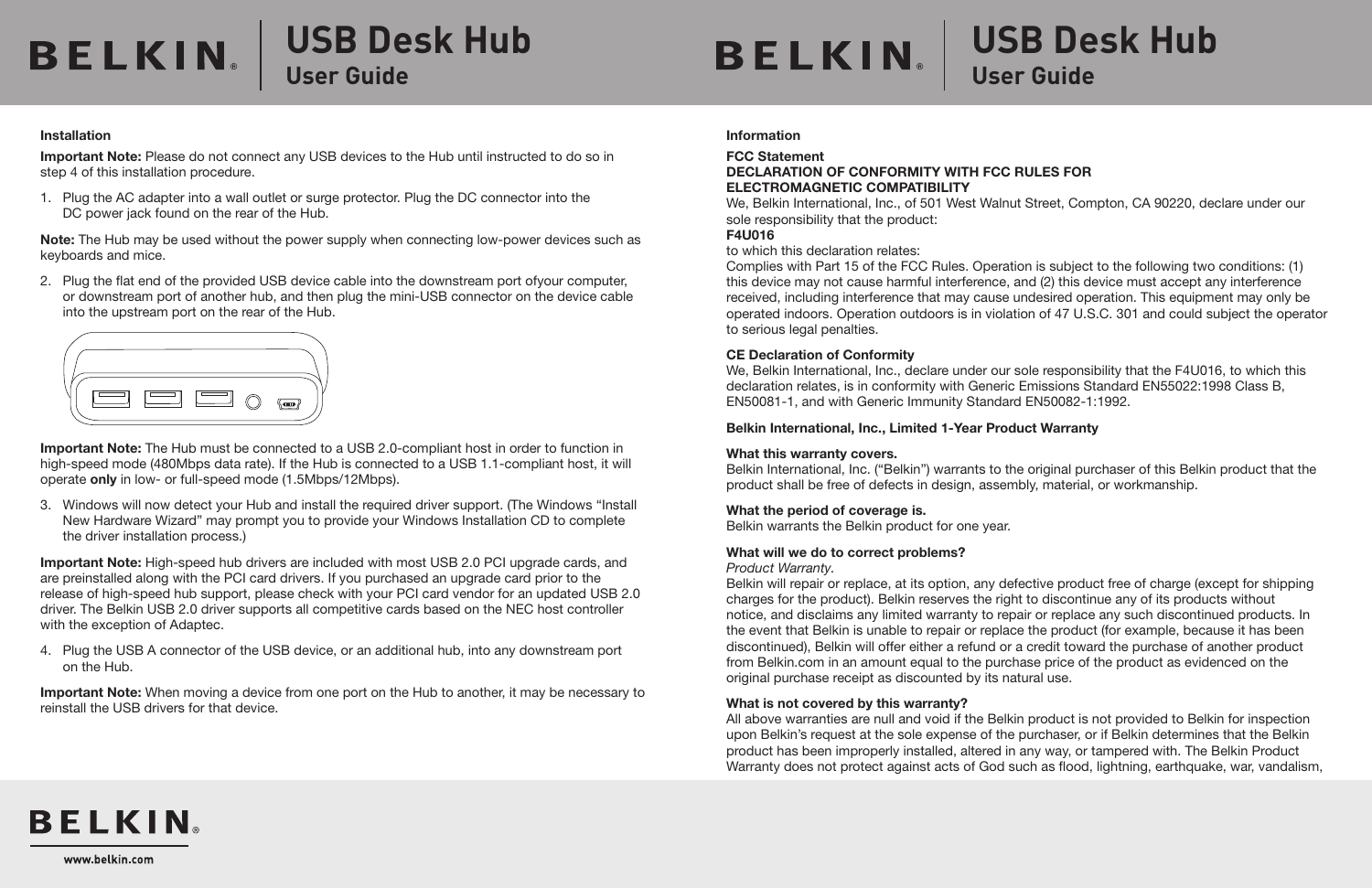# USB Desk Hub

## User Guide

### Installation

**Important Note:** Please do not connect any USB devices to the Hub until instructed to do so in step 4 of this installation procedure.

1. Plug the AC adapter into a wall outlet or surge protector. Plug the DC connector into the DC power jack found on the rear of the Hub.

**Note:** The Hub may be used without the power supply when connecting low-power devices such as keyboards and mice.

2. Plug the flat end of the provided USB device cable into the downstream port ofyour computer, or downstream port of another hub, and then plug the mini-USB connector on the device cable into the upstream port on the rear of the Hub.

**Important Note:** The Hub must be connected to a USB 2.0-compliant host in order to function in high-speed mode (480Mbps data rate). If the Hub is connected to a USB 1.1-compliant host, it will operate **only** in low- or full-speed mode (1.5Mbps/12Mbps).

3. Windows will now detect your Hub and install the required driver support. (The Windows "Install New Hardware Wizard" may prompt you to provide your Windows Installation CD to complete the driver installation process.)

**Important Note:** High-speed hub drivers are included with most USB 2.0 PCI upgrade cards, and are preinstalled along with the PCI card drivers. If you purchased an upgrade card prior to the release of high-speed hub support, please check with your PCI card vendor for an updated USB 2.0 driver. The Belkin USB 2.0 driver supports all competitive cards based on the NEC host controller with the exception of Adaptec.

4. Plug the USB A connector of the USB device, or an additional hub, into any downstream port on the Hub.

**Important Note:** When moving a device from one port on the Hub to another, it may be necessary to reinstall the USB drivers for that device.

### Information

**FCC Statement**

**DECLARATION OF CONFORMITY WITH FCC RULES FOR ELECTROMAGNETIC COMPATIBILITY**

We, Belkin International, Inc., of 501 West Walnut Street, Compton, CA 90220, declare under our sole responsibility that the product:

**F4U016**

to which this declaration relates:

Complies with Part 15 of the FCC Rules. Operation is subject to the following two conditions: (1) this device may not cause harmful interference, and (2) this device must accept any interference received, including interference that may cause undesired operation. This equipment may only be operated indoors. Operation outdoors is in violation of 47 U.S.C. 301 and could subject the operator to serious legal penalties.

**CE Declaration of Conformity**

We, Belkin International, Inc., declare under our sole responsibility that the F4U016, to which this declaration relates, is in conformity with Generic Emissions Standard EN55022:1998 Class B, EN50081-1, and with Generic Immunity Standard EN50082-1:1992.

**Belkin International, Inc., Limited 1-Year Product Warranty**

**What this warranty covers.**

Belkin International, Inc. ("Belkin") warrants to the original purchaser of this Belkin product that the product shall be free of defects in design, assembly, material, or workmanship.

**What the period of coverage is.**

Belkin warrants the Belkin product for one year.

**What will we do to correct problems?**

*Product Warranty.*

Belkin will repair or replace, at its option, any defective product free of charge (except for shipping charges for the product). Belkin reserves the right to discontinue any of its products without notice, and disclaims any limited warranty to repair or replace any such discontinued products. In the event that Belkin is unable to repair or replace the product (for example, because it has been discontinued), Belkin will offer either a refund or a credit toward the purchase of another product from Belkin.com in an amount equal to the purchase price of the product as evidenced on the original purchase receipt as discounted by its natural use.

**What is not covered by this warranty?**

All above warranties are null and void if the Belkin product is not provided to Belkin for inspection upon Belkin's request at the sole expense of the purchaser, or if Belkin determines that the Belkin product has been improperly installed, altered in any way, or tampered with. The Belkin Product Warranty does not protect against acts of God such as flood, lightning, earthquake, war, vandalism,

www.belkin.com